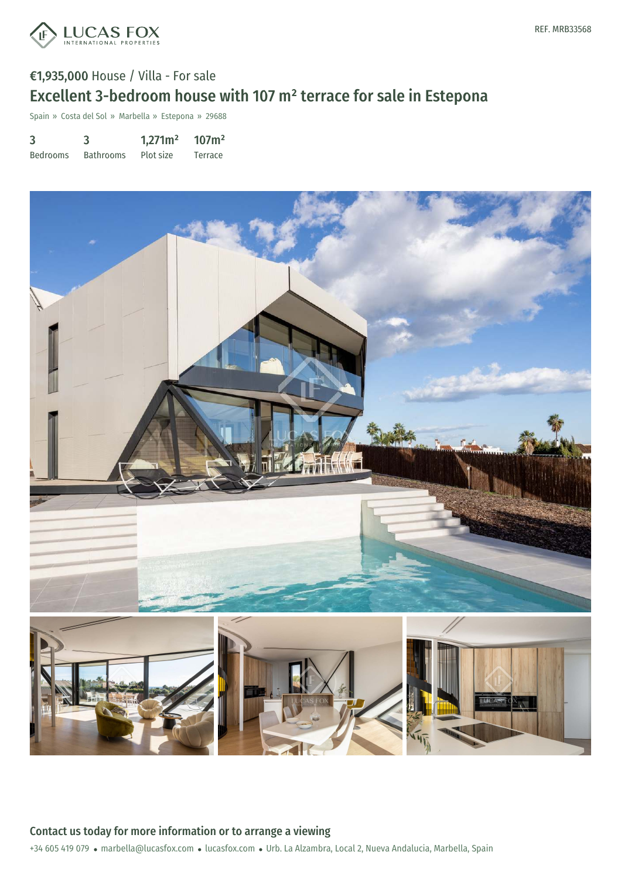LUCAS FOX
INTERNATIONAL PROPERTIES

REF. MRB33568

€1,935,000 House / Villa - For sale

# Excellent 3-bedroom house with 107 m² terrace for sale in Estepona

Spain » Costa del Sol » Marbella » Estepona » 29688

| 3 | 3 | 1,271m² | 107m² |
|---|---|---|---|
| Bedrooms | Bathrooms | Plot size | Terrace |

## Contact us today for more information or to arrange a viewing

+34 605 419 079 • marbella@lucasfox.com • lucasfox.com • Urb. La Alzambra, Local 2, Nueva Andalucia, Marbella, Spain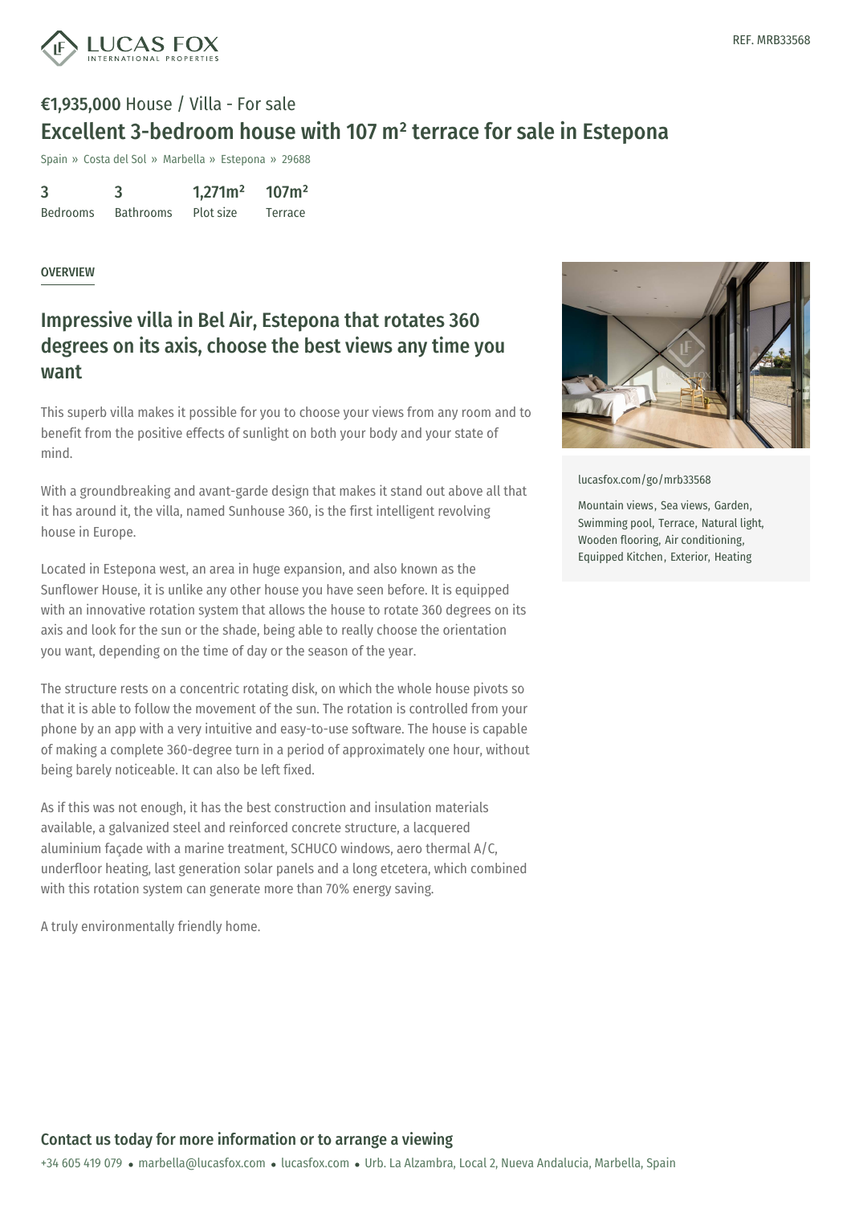REF. MRB33568

**€1,935,000** House / Villa - For sale

# Excellent 3-bedroom house with 107 m² terrace for sale in Estepona

Spain » Costa del Sol » Marbella » Estepona » 29688

| 3 | 3 | 1,271m² | 107m² |
|---|---|---|---|
| Bedrooms | Bathrooms | Plot size | Terrace |

OVERVIEW

## Impressive villa in Bel Air, Estepona that rotates 360 degrees on its axis, choose the best views any time you want

This superb villa makes it possible for you to choose your views from any room and to benefit from the positive effects of sunlight on both your body and your state of mind.

With a groundbreaking and avant-garde design that makes it stand out above all that it has around it, the villa, named Sunhouse 360, is the first intelligent revolving house in Europe.

Located in Estepona west, an area in huge expansion, and also known as the Sunflower House, it is unlike any other house you have seen before. It is equipped with an innovative rotation system that allows the house to rotate 360 degrees on its axis and look for the sun or the shade, being able to really choose the orientation you want, depending on the time of day or the season of the year.

The structure rests on a concentric rotating disk, on which the whole house pivots so that it is able to follow the movement of the sun. The rotation is controlled from your phone by an app with a very intuitive and easy-to-use software. The house is capable of making a complete 360-degree turn in a period of approximately one hour, without being barely noticeable. It can also be left fixed.

As if this was not enough, it has the best construction and insulation materials available, a galvanized steel and reinforced concrete structure, a lacquered aluminium façade with a marine treatment, SCHUCO windows, aero thermal A/C, underfloor heating, last generation solar panels and a long etcetera, which combined with this rotation system can generate more than 70% energy saving.

A truly environmentally friendly home.

lucasfox.com/go/mrb33568

Mountain views, Sea views, Garden, Swimming pool, Terrace, Natural light, Wooden flooring, Air conditioning, Equipped Kitchen, Exterior, Heating

**Contact us today for more information or to arrange a viewing**

+34 605 419 079 • marbella@lucasfox.com • lucasfox.com • Urb. La Alzambra, Local 2, Nueva Andalucia, Marbella, Spain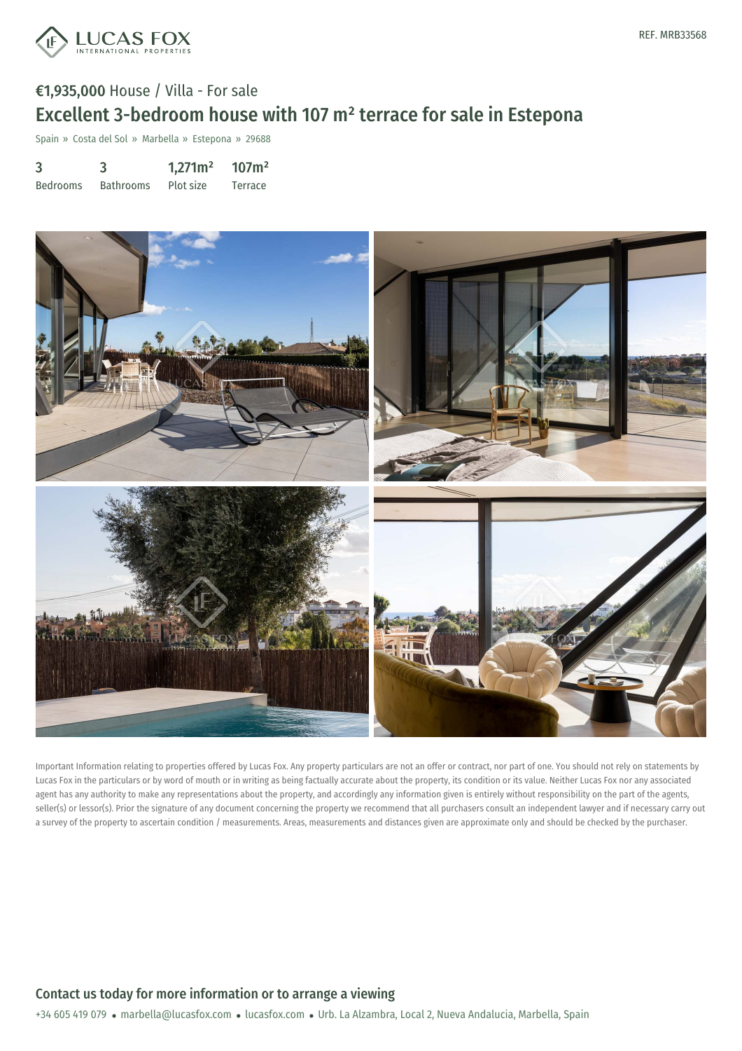REF. MRB33568

€1,935,000 House / Villa - For sale

# Excellent 3-bedroom house with 107 m² terrace for sale in Estepona

Spain » Costa del Sol » Marbella » Estepona » 29688

| 3 | 3 | 1,271m² | 107m² |
|---|---|---|---|
| Bedrooms | Bathrooms | Plot size | Terrace |

Important Information relating to properties offered by Lucas Fox. Any property particulars are not an offer or contract, nor part of one. You should not rely on statements by Lucas Fox in the particulars or by word of mouth or in writing as being factually accurate about the property, its condition or its value. Neither Lucas Fox nor any associated agent has any authority to make any representations about the property, and accordingly any information given is entirely without responsibility on the part of the agents, seller(s) or lessor(s). Prior the signature of any document concerning the property we recommend that all purchasers consult an independent lawyer and if necessary carry out a survey of the property to ascertain condition / measurements. Areas, measurements and distances given are approximate only and should be checked by the purchaser.

## Contact us today for more information or to arrange a viewing

+34 605 419 079 • marbella@lucasfox.com • lucasfox.com • Urb. La Alzambra, Local 2, Nueva Andalucia, Marbella, Spain